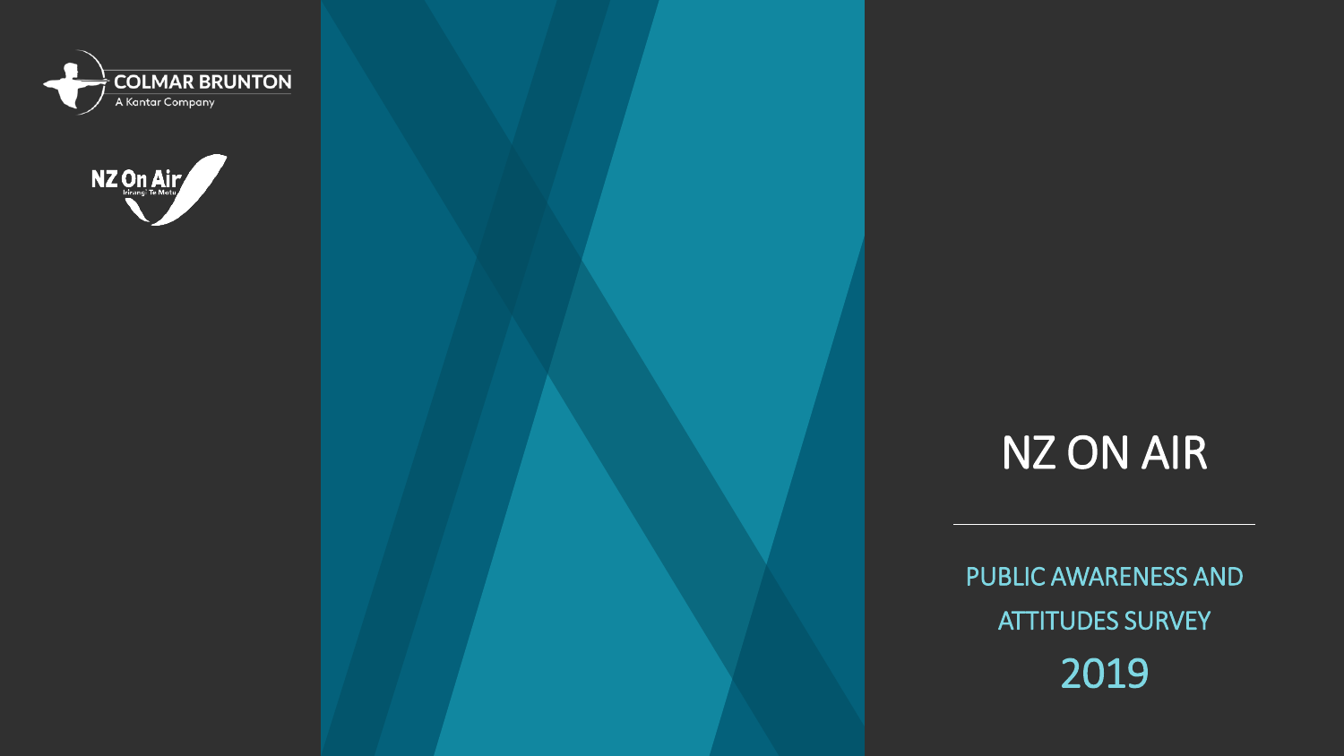COLMAR BRUNTON

A Kantar Company

NZ On Air

Irirangi Te Motu

# NZ ON AIR

## PUBLIC AWARENESS AND ATTITUDES SURVEY

## 2019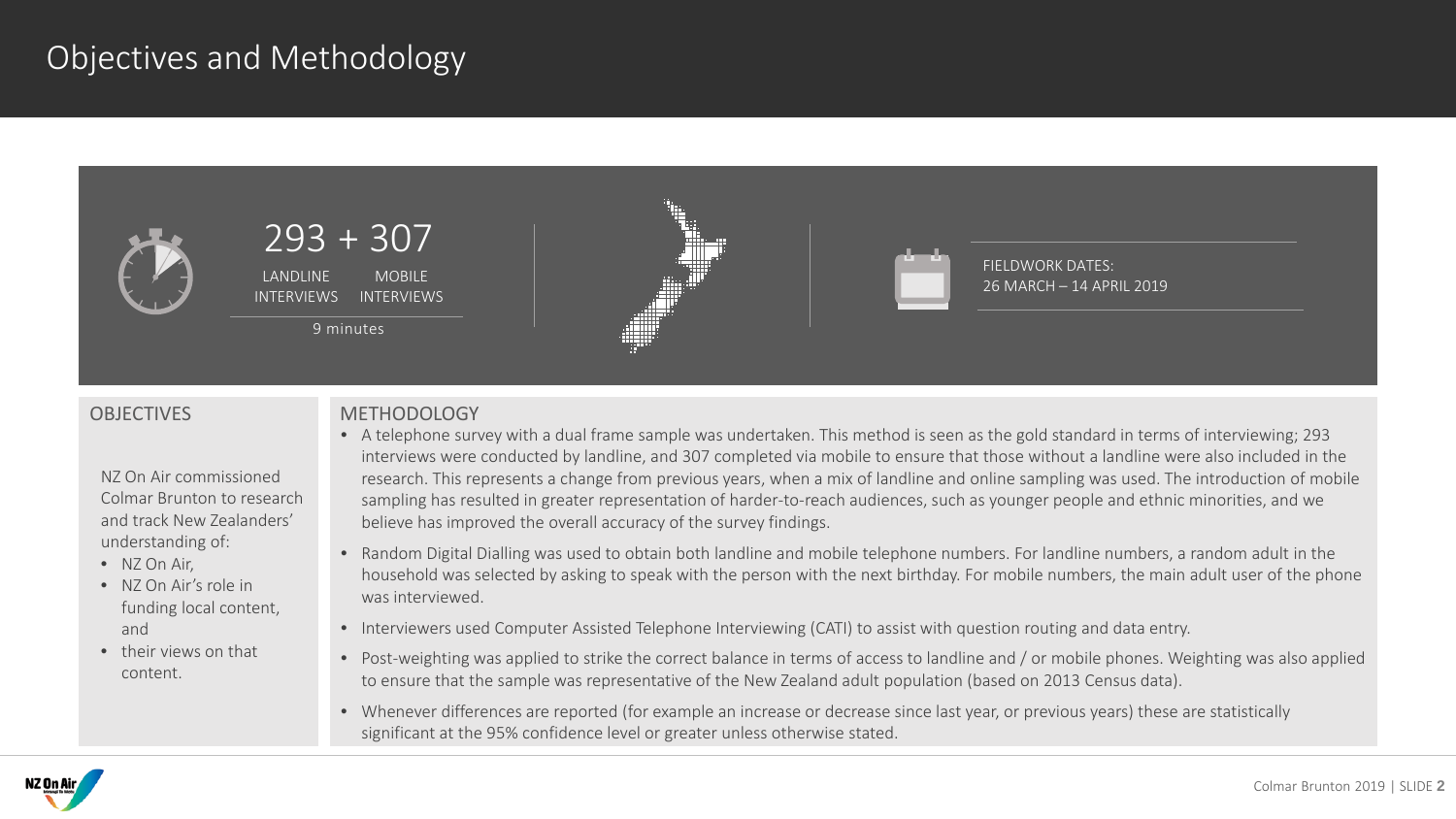# Objectives and Methodology

293 + 307

LANDLINE INTERVIEWS    MOBILE INTERVIEWS

9 minutes

FIELDWORK DATES:
26 MARCH – 14 APRIL 2019

## OBJECTIVES

NZ On Air commissioned Colmar Brunton to research and track New Zealanders' understanding of:

- NZ On Air,
- NZ On Air's role in funding local content, and
- their views on that content.

## METHODOLOGY

- A telephone survey with a dual frame sample was undertaken. This method is seen as the gold standard in terms of interviewing; 293 interviews were conducted by landline, and 307 completed via mobile to ensure that those without a landline were also included in the research. This represents a change from previous years, when a mix of landline and online sampling was used. The introduction of mobile sampling has resulted in greater representation of harder-to-reach audiences, such as younger people and ethnic minorities, and we believe has improved the overall accuracy of the survey findings.
- Random Digital Dialling was used to obtain both landline and mobile telephone numbers. For landline numbers, a random adult in the household was selected by asking to speak with the person with the next birthday. For mobile numbers, the main adult user of the phone was interviewed.
- Interviewers used Computer Assisted Telephone Interviewing (CATI) to assist with question routing and data entry.
- Post-weighting was applied to strike the correct balance in terms of access to landline and / or mobile phones. Weighting was also applied to ensure that the sample was representative of the New Zealand adult population (based on 2013 Census data).
- Whenever differences are reported (for example an increase or decrease since last year, or previous years) these are statistically significant at the 95% confidence level or greater unless otherwise stated.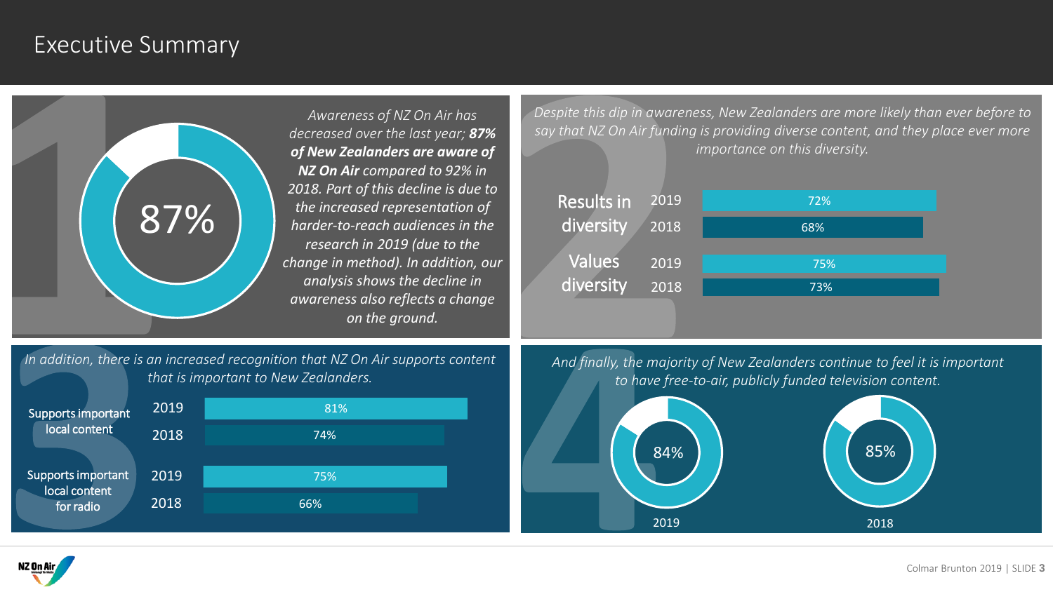# Executive Summary

**1**

87%

*Awareness of NZ On Air has decreased over the last year;* ***87% of New Zealanders are aware of NZ On Air*** *compared to 92% in 2018. Part of this decline is due to the increased representation of harder-to-reach audiences in the research in 2019 (due to the change in method). In addition, our analysis shows the decline in awareness also reflects a change on the ground.*

**2**

*Despite this dip in awareness, New Zealanders are more likely than ever before to say that NZ On Air funding is providing diverse content, and they place ever more importance on this diversity.*

| | Year | % |
|---|---|---|
| Results in diversity | 2019 | 72% |
| | 2018 | 68% |
| Values diversity | 2019 | 75% |
| | 2018 | 73% |

**3**

*In addition, there is an increased recognition that NZ On Air supports content that is important to New Zealanders.*

| | Year | % |
|---|---|---|
| Supports important local content | 2019 | 81% |
| | 2018 | 74% |
| Supports important local content for radio | 2019 | 75% |
| | 2018 | 66% |

**4**

*And finally, the majority of New Zealanders continue to feel it is important to have free-to-air, publicly funded television content.*

| 2019 | 2018 |
|---|---|
| 84% | 85% |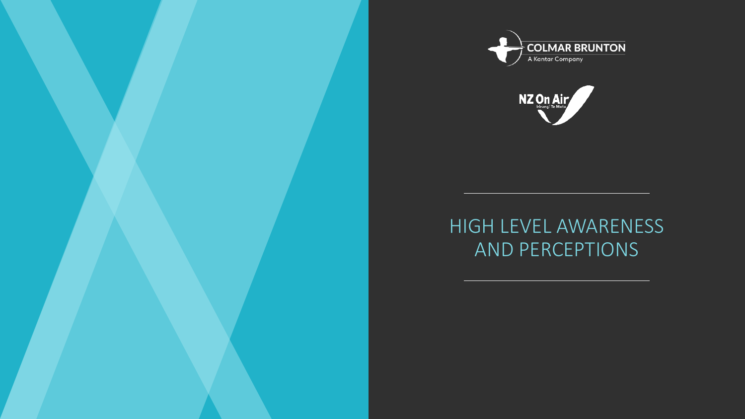# HIGH LEVEL AWARENESS AND PERCEPTIONS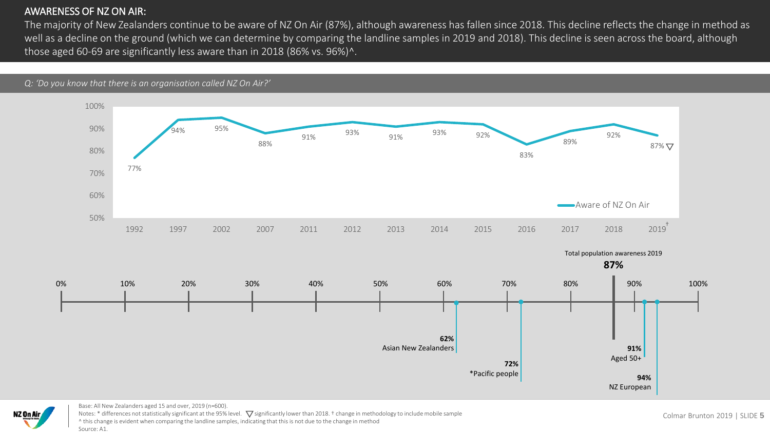## AWARENESS OF NZ ON AIR:

The majority of New Zealanders continue to be aware of NZ On Air (87%), although awareness has fallen since 2018. This decline reflects the change in method as well as a decline on the ground (which we can determine by comparing the landline samples in 2019 and 2018). This decline is seen across the board, although those aged 60-69 are significantly less aware than in 2018 (86% vs. 96%)^.

*Q: 'Do you know that there is an organisation called NZ On Air?'*

| Year | Aware of NZ On Air |
|---|---|
| 1992 | 77% |
| 1997 | 94% |
| 2002 | 95% |
| 2007 | 88% |
| 2011 | 91% |
| 2012 | 93% |
| 2013 | 91% |
| 2014 | 93% |
| 2015 | 92% |
| 2016 | 83% |
| 2017 | 89% |
| 2018 | 92% |
| 2019† | 87% ▽ |

Total population awareness 2019: **87%**

| Group | Awareness |
|---|---|
| Asian New Zealanders | **62%** |
| *Pacific people | **72%** |
| Aged 50+ | **91%** |
| NZ European | **94%** |

Base: All New Zealanders aged 15 and over, 2019 (n=600).

Notes: * differences not statistically significant at the 95% level. ▽ significantly lower than 2018. † change in methodology to include mobile sample

^ this change is evident when comparing the landline samples, indicating that this is not due to the change in method

Source: A1.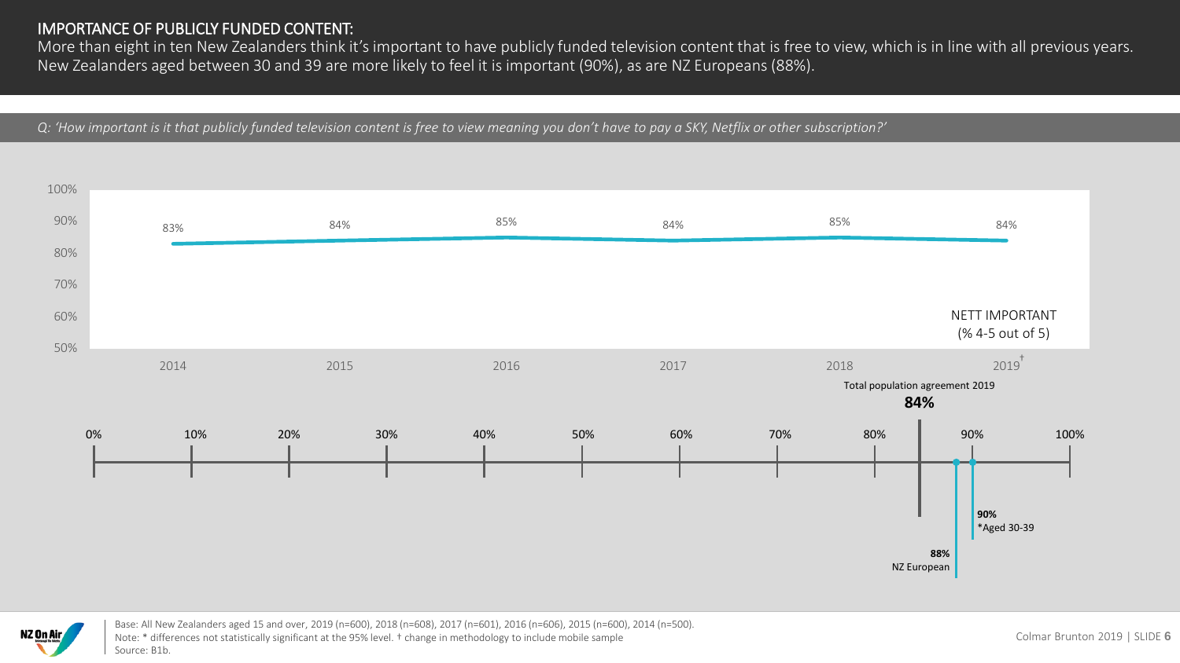## IMPORTANCE OF PUBLICLY FUNDED CONTENT:

More than eight in ten New Zealanders think it's important to have publicly funded television content that is free to view, which is in line with all previous years. New Zealanders aged between 30 and 39 are more likely to feel it is important (90%), as are NZ Europeans (88%).

*Q: 'How important is it that publicly funded television content is free to view meaning you don't have to pay a SKY, Netflix or other subscription?'*

NETT IMPORTANT (% 4-5 out of 5)

| 2014 | 2015 | 2016 | 2017 | 2018 | 2019† |
|---|---|---|---|---|---|
| 83% | 84% | 85% | 84% | 85% | 84% |

Total population agreement 2019 **84%**

| Group | % |
|---|---|
| NZ European | **88%** |
| *Aged 30-39 | **90%** |

Base: All New Zealanders aged 15 and over, 2019 (n=600), 2018 (n=608), 2017 (n=601), 2016 (n=606), 2015 (n=600), 2014 (n=500).
Note: * differences not statistically significant at the 95% level. † change in methodology to include mobile sample
Source: B1b.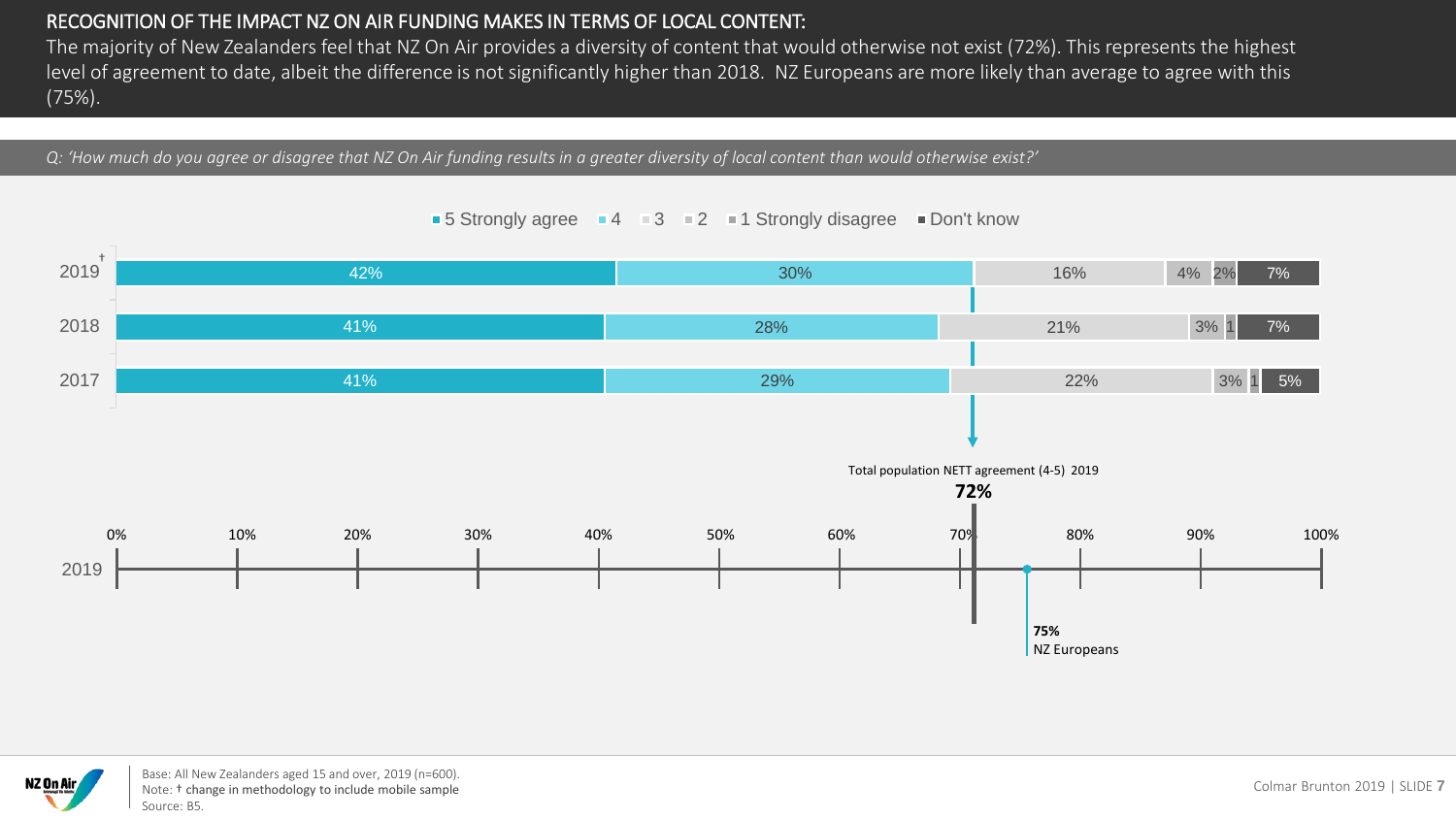## RECOGNITION OF THE IMPACT NZ ON AIR FUNDING MAKES IN TERMS OF LOCAL CONTENT:

The majority of New Zealanders feel that NZ On Air provides a diversity of content that would otherwise not exist (72%). This represents the highest level of agreement to date, albeit the difference is not significantly higher than 2018. NZ Europeans are more likely than average to agree with this (75%).

*Q: 'How much do you agree or disagree that NZ On Air funding results in a greater diversity of local content than would otherwise exist?'*

| Year | 5 Strongly agree | 4 | 3 | 2 | 1 Strongly disagree | Don't know |
|---|---|---|---|---|---|---|
| 2019† | 42% | 30% | 16% | 4% | 2% | 7% |
| 2018 | 41% | 28% | 21% | 3% | 1 | 7% |
| 2017 | 41% | 29% | 22% | 3% | 1 | 5% |

Total population NETT agreement (4-5) 2019: **72%**

**75%** NZ Europeans

Base: All New Zealanders aged 15 and over, 2019 (n=600).
Note: † change in methodology to include mobile sample
Source: B5.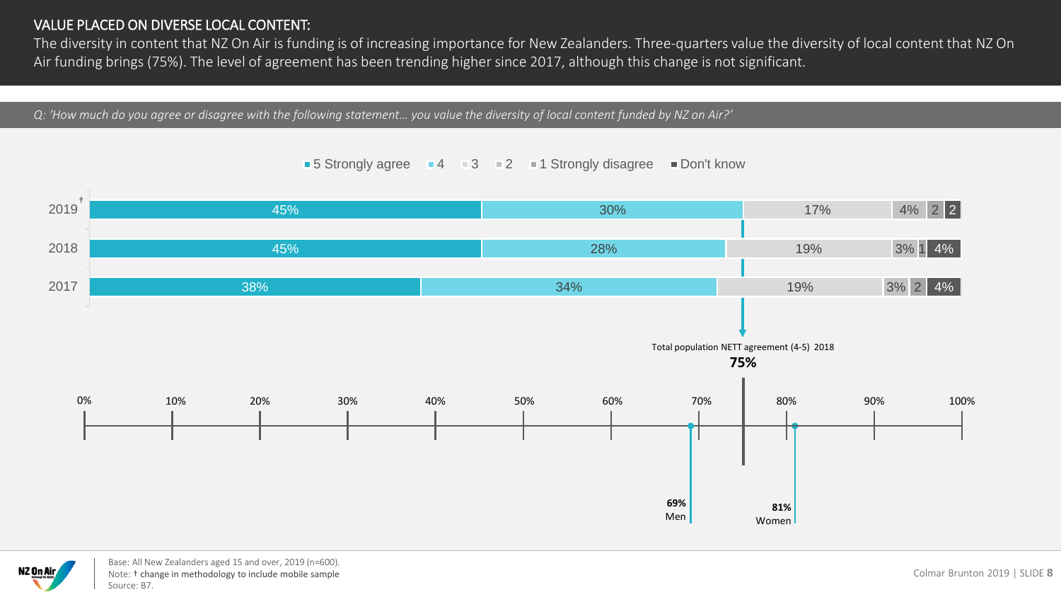## VALUE PLACED ON DIVERSE LOCAL CONTENT:

The diversity in content that NZ On Air is funding is of increasing importance for New Zealanders. Three-quarters value the diversity of local content that NZ On Air funding brings (75%). The level of agreement has been trending higher since 2017, although this change is not significant.

*Q: 'How much do you agree or disagree with the following statement... you value the diversity of local content funded by NZ on Air?'*

| Year | 5 Strongly agree | 4 | 3 | 2 | 1 Strongly disagree | Don't know |
|---|---|---|---|---|---|---|
| 2019† | 45% | 30% | 17% | 4% | 2 | 2 |
| 2018 | 45% | 28% | 19% | 3% | 1 | 4% |
| 2017 | 38% | 34% | 19% | 3% | 2 | 4% |

Total population NETT agreement (4-5) 2018: **75%**

- **69%** Men
- **81%** Women

Base: All New Zealanders aged 15 and over, 2019 (n=600).
Note: † change in methodology to include mobile sample
Source: B7.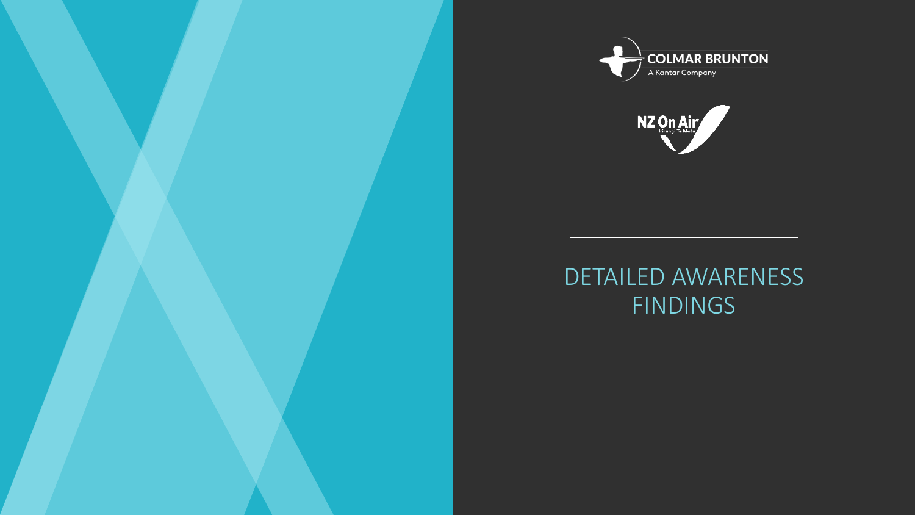# DETAILED AWARENESS FINDINGS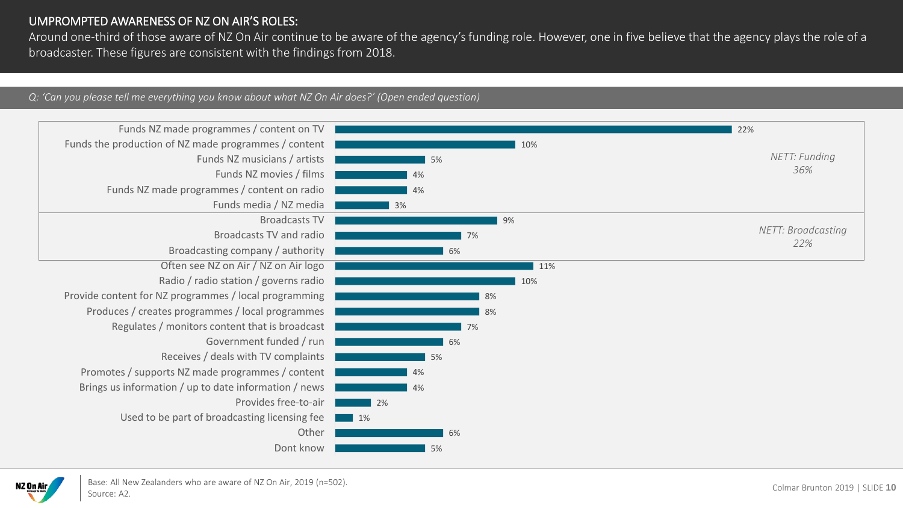## UMPROMPTED AWARENESS OF NZ ON AIR'S ROLES:

Around one-third of those aware of NZ On Air continue to be aware of the agency's funding role. However, one in five believe that the agency plays the role of a broadcaster. These figures are consistent with the findings from 2018.

*Q: 'Can you please tell me everything you know about what NZ On Air does?' (Open ended question)*

| Response | % | NETT |
|---|---|---|
| Funds NZ made programmes / content on TV | 22% | *NETT: Funding 36%* |
| Funds the production of NZ made programmes / content | 10% | |
| Funds NZ musicians / artists | 5% | |
| Funds NZ movies / films | 4% | |
| Funds NZ made programmes / content on radio | 4% | |
| Funds media / NZ media | 3% | |
| Broadcasts TV | 9% | *NETT: Broadcasting 22%* |
| Broadcasts TV and radio | 7% | |
| Broadcasting company / authority | 6% | |
| Often see NZ on Air / NZ on Air logo | 11% | |
| Radio / radio station / governs radio | 10% | |
| Provide content for NZ programmes / local programming | 8% | |
| Produces / creates programmes / local programmes | 8% | |
| Regulates / monitors content that is broadcast | 7% | |
| Government funded / run | 6% | |
| Receives / deals with TV complaints | 5% | |
| Promotes / supports NZ made programmes / content | 4% | |
| Brings us information / up to date information / news | 4% | |
| Provides free-to-air | 2% | |
| Used to be part of broadcasting licensing fee | 1% | |
| Other | 6% | |
| Dont know | 5% | |

Base: All New Zealanders who are aware of NZ On Air, 2019 (n=502).
Source: A2.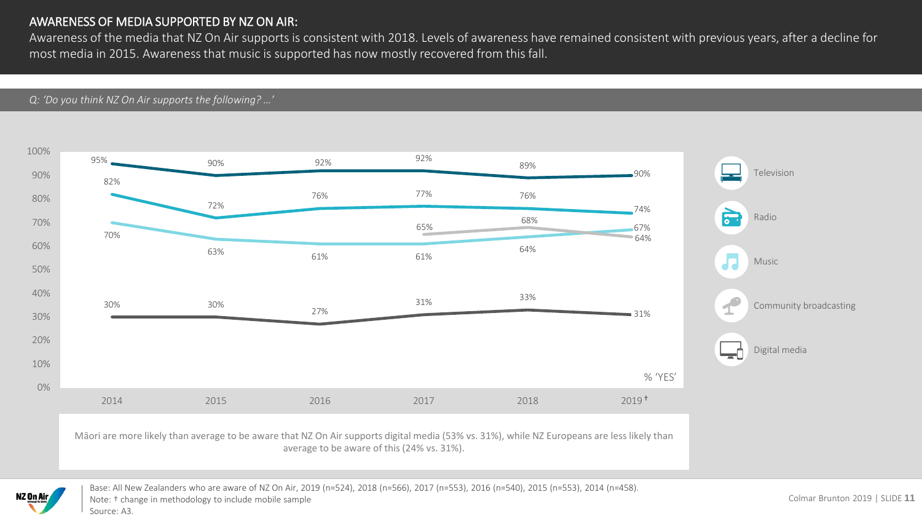## AWARENESS OF MEDIA SUPPORTED BY NZ ON AIR:

Awareness of the media that NZ On Air supports is consistent with 2018. Levels of awareness have remained consistent with previous years, after a decline for most media in 2015. Awareness that music is supported has now mostly recovered from this fall.

*Q: 'Do you think NZ On Air supports the following? …'*

% 'YES'

| | 2014 | 2015 | 2016 | 2017 | 2018 | 2019† |
|---|---|---|---|---|---|---|
| Television | 95% | 90% | 92% | 92% | 89% | 90% |
| Radio | 82% | 72% | 76% | 77% | 76% | 74% |
| Music | 70% | 63% | 61% | 61% | 64% | 67% |
| Community broadcasting | | | | 65% | 68% | 64% |
| Digital media | 30% | 30% | 27% | 31% | 33% | 31% |

Māori are more likely than average to be aware that NZ On Air supports digital media (53% vs. 31%), while NZ Europeans are less likely than average to be aware of this (24% vs. 31%).

Base: All New Zealanders who are aware of NZ On Air, 2019 (n=524), 2018 (n=566), 2017 (n=553), 2016 (n=540), 2015 (n=553), 2014 (n=458).
Note: † change in methodology to include mobile sample
Source: A3.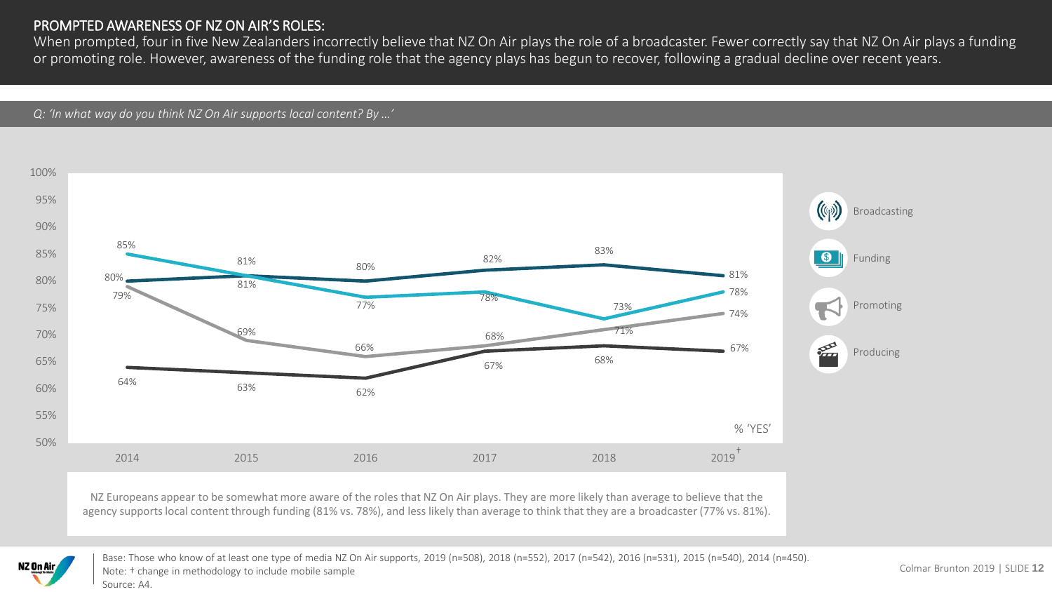## PROMPTED AWARENESS OF NZ ON AIR'S ROLES:

When prompted, four in five New Zealanders incorrectly believe that NZ On Air plays the role of a broadcaster. Fewer correctly say that NZ On Air plays a funding or promoting role. However, awareness of the funding role that the agency plays has begun to recover, following a gradual decline over recent years.

*Q: 'In what way do you think NZ On Air supports local content? By …'*

% 'YES'

| | 2014 | 2015 | 2016 | 2017 | 2018 | 2019† |
|---|---|---|---|---|---|---|
| Broadcasting | 80% | 81% | 80% | 82% | 83% | 81% |
| Funding | 85% | 81% | 77% | 78% | 73% | 78% |
| Promoting | 79% | 69% | 66% | 68% | 71% | 74% |
| Producing | 64% | 63% | 62% | 67% | 68% | 67% |

NZ Europeans appear to be somewhat more aware of the roles that NZ On Air plays. They are more likely than average to believe that the agency supports local content through funding (81% vs. 78%), and less likely than average to think that they are a broadcaster (77% vs. 81%).

Base: Those who know of at least one type of media NZ On Air supports, 2019 (n=508), 2018 (n=552), 2017 (n=542), 2016 (n=531), 2015 (n=540), 2014 (n=450).
Note: † change in methodology to include mobile sample
Source: A4.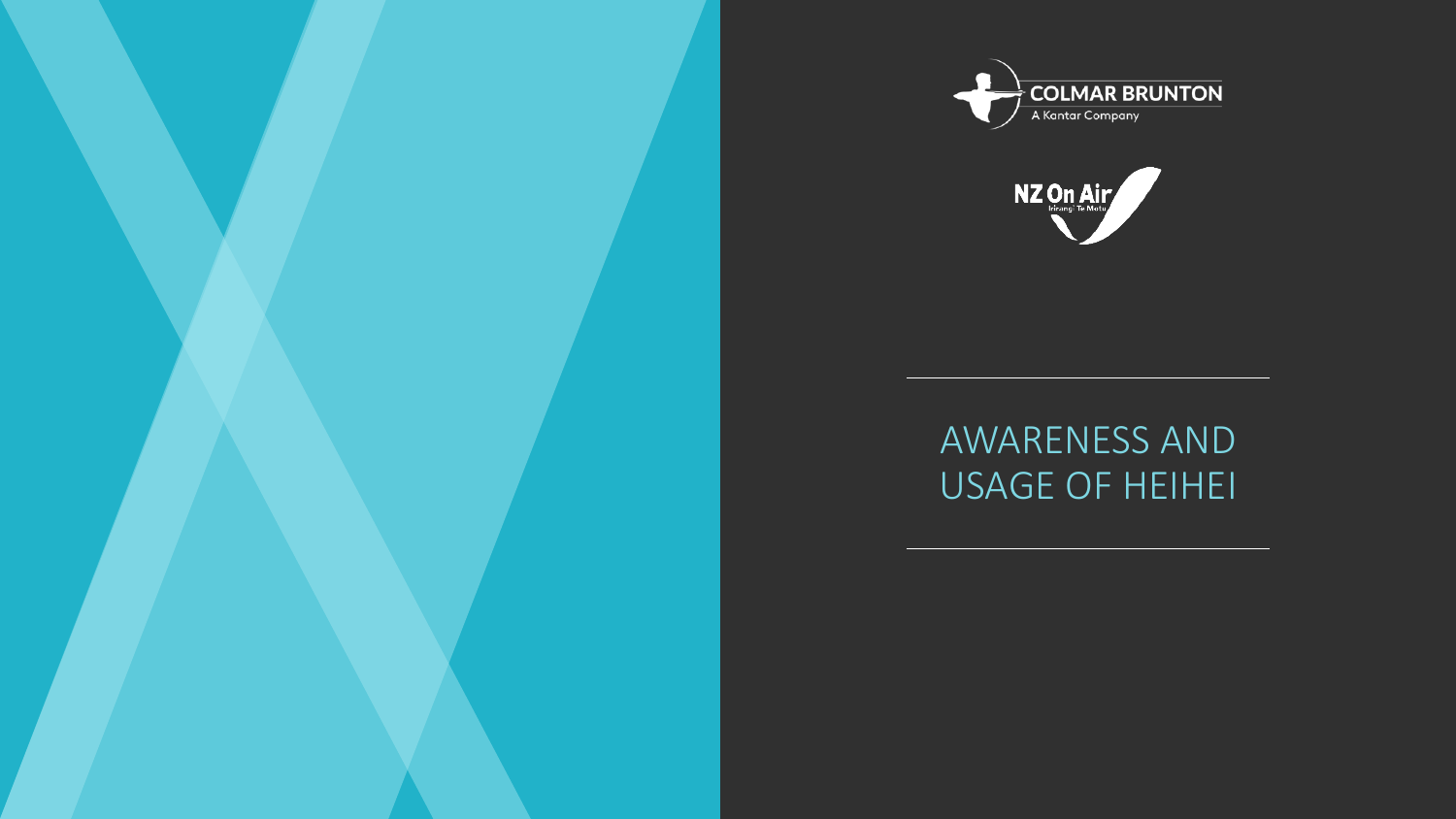COLMAR BRUNTON

A Kantar Company

NZ On Air

Irirangi Te Motu

# AWARENESS AND USAGE OF HEIHEI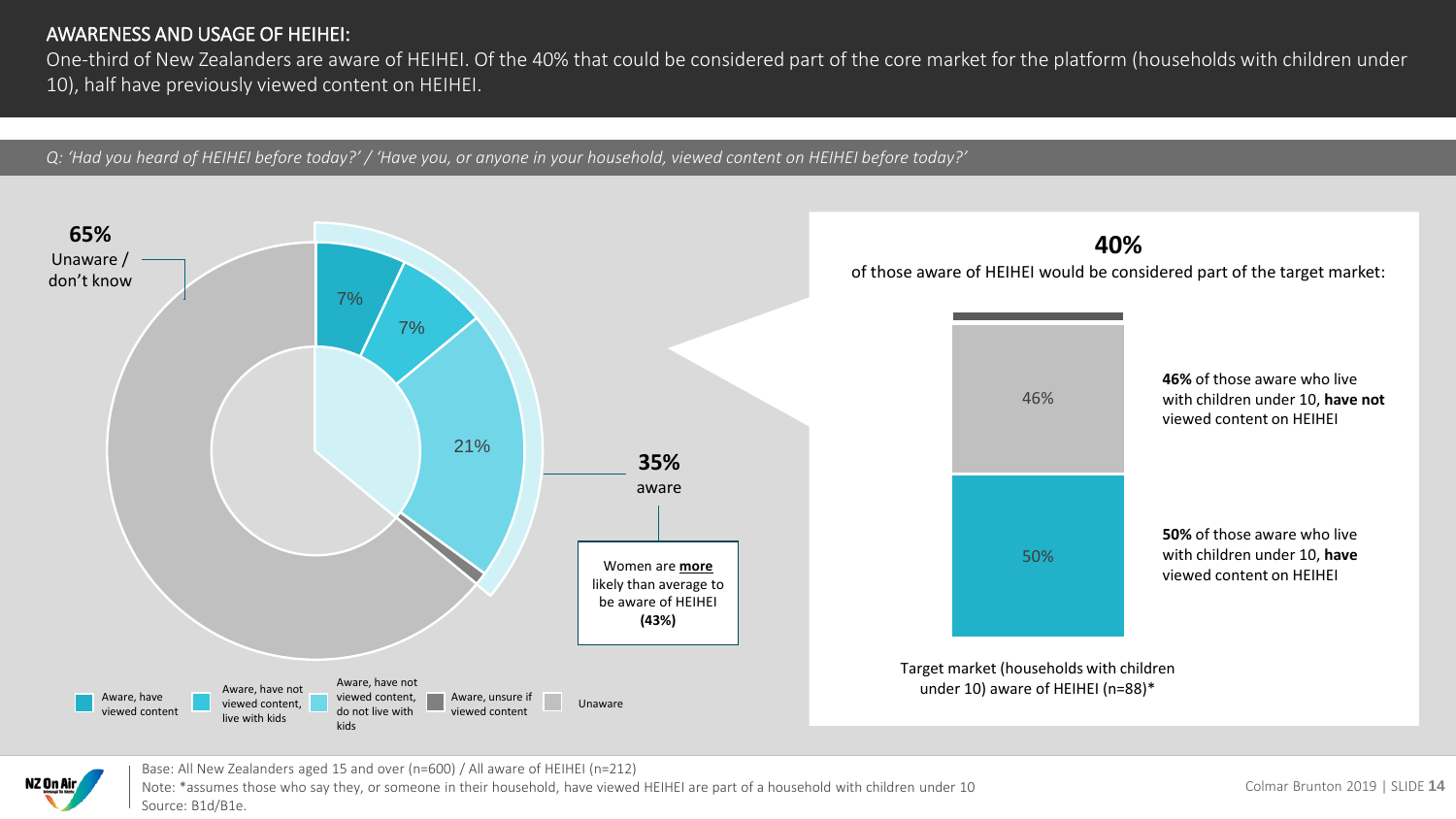## AWARENESS AND USAGE OF HEIHEI:

One-third of New Zealanders are aware of HEIHEI. Of the 40% that could be considered part of the core market for the platform (households with children under 10), half have previously viewed content on HEIHEI.

*Q: 'Had you heard of HEIHEI before today?' / 'Have you, or anyone in your household, viewed content on HEIHEI before today?'*

**65%** Unaware / don't know

7%

7%

21%

**35%** aware

Women are **more** likely than average to be aware of HEIHEI **(43%)**

Aware, have viewed content | Aware, have not viewed content, live with kids | Aware, have not viewed content, do not live with kids | Aware, unsure if viewed content | Unaware

**40%**

of those aware of HEIHEI would be considered part of the target market:

46%

50%

**46%** of those aware who live with children under 10, **have not** viewed content on HEIHEI

**50%** of those aware who live with children under 10, **have** viewed content on HEIHEI

Target market (households with children under 10) aware of HEIHEI (n=88)*

Base: All New Zealanders aged 15 and over (n=600) / All aware of HEIHEI (n=212)

Note: *assumes those who say they, or someone in their household, have viewed HEIHEI are part of a household with children under 10

Source: B1d/B1e.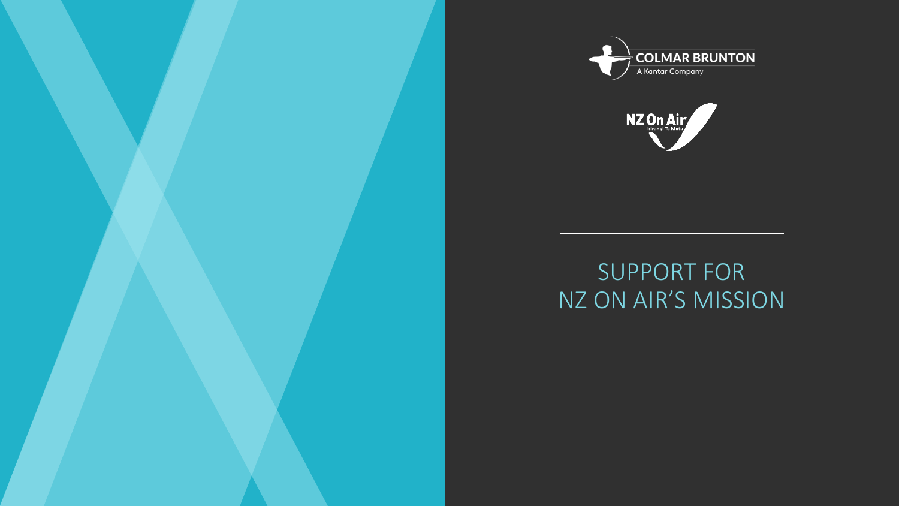COLMAR BRUNTON

A Kantar Company

NZ On Air

Irirangi Te Motu

# SUPPORT FOR NZ ON AIR'S MISSION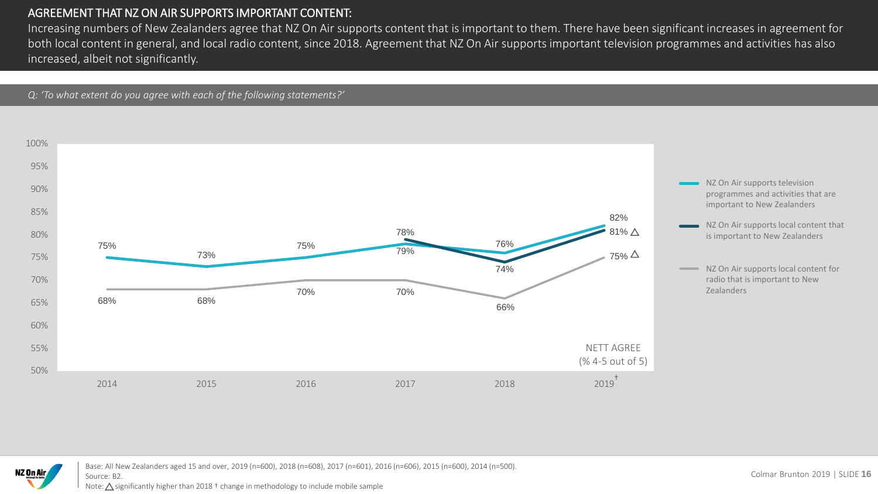## AGREEMENT THAT NZ ON AIR SUPPORTS IMPORTANT CONTENT:

Increasing numbers of New Zealanders agree that NZ On Air supports content that is important to them. There have been significant increases in agreement for both local content in general, and local radio content, since 2018. Agreement that NZ On Air supports important television programmes and activities has also increased, albeit not significantly.

*Q: 'To what extent do you agree with each of the following statements?'*

NETT AGREE (% 4-5 out of 5)

| | 2014 | 2015 | 2016 | 2017 | 2018 | 2019† |
|---|---|---|---|---|---|---|
| NZ On Air supports television programmes and activities that are important to New Zealanders | 75% | 73% | 75% | 78% | 76% | 82% |
| NZ On Air supports local content that is important to New Zealanders | | | | 79% | 74% | 81% △ |
| NZ On Air supports local content for radio that is important to New Zealanders | 68% | 68% | 70% | 70% | 66% | 75% △ |

Base: All New Zealanders aged 15 and over, 2019 (n=600), 2018 (n=608), 2017 (n=601), 2016 (n=606), 2015 (n=600), 2014 (n=500).
Source: B2.
Note: △ significantly higher than 2018 † change in methodology to include mobile sample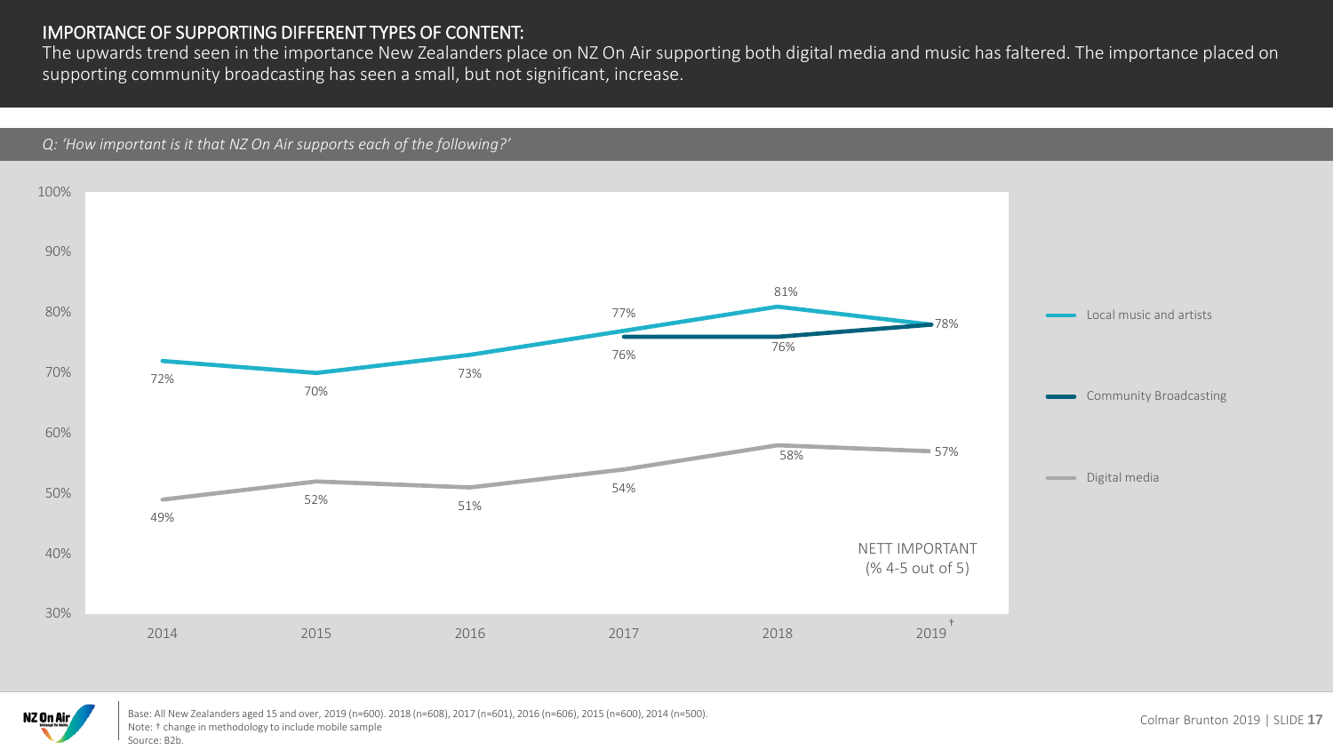# IMPORTANCE OF SUPPORTING DIFFERENT TYPES OF CONTENT:

The upwards trend seen in the importance New Zealanders place on NZ On Air supporting both digital media and music has faltered. The importance placed on supporting community broadcasting has seen a small, but not significant, increase.

*Q: 'How important is it that NZ On Air supports each of the following?'*

NETT IMPORTANT (% 4-5 out of 5)

| | 2014 | 2015 | 2016 | 2017 | 2018 | 2019† |
|---|---|---|---|---|---|---|
| Local music and artists | 72% | 70% | 73% | 77% | 81% | 78% |
| Community Broadcasting | | | | 76% | 76% | 78% |
| Digital media | 49% | 52% | 51% | 54% | 58% | 57% |

Base: All New Zealanders aged 15 and over, 2019 (n=600). 2018 (n=608), 2017 (n=601), 2016 (n=606), 2015 (n=600), 2014 (n=500).
Note: † change in methodology to include mobile sample
Source: B2b.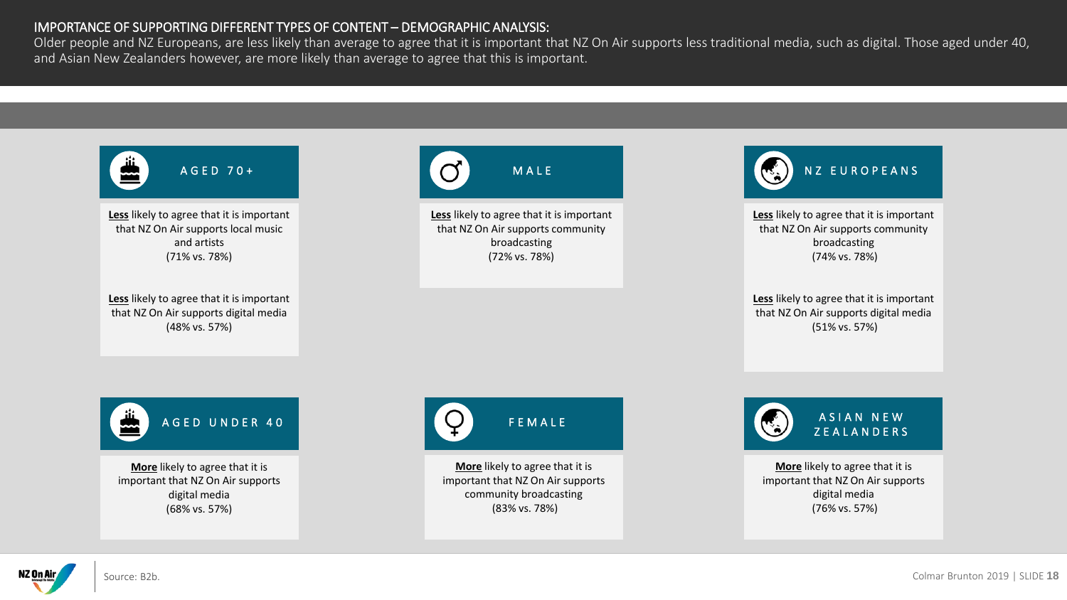# IMPORTANCE OF SUPPORTING DIFFERENT TYPES OF CONTENT – DEMOGRAPHIC ANALYSIS:

Older people and NZ Europeans, are less likely than average to agree that it is important that NZ On Air supports less traditional media, such as digital. Those aged under 40, and Asian New Zealanders however, are more likely than average to agree that this is important.

### AGED 70+

**Less** likely to agree that it is important that NZ On Air supports local music and artists (71% vs. 78%)

**Less** likely to agree that it is important that NZ On Air supports digital media (48% vs. 57%)

### MALE

**Less** likely to agree that it is important that NZ On Air supports community broadcasting (72% vs. 78%)

### NZ EUROPEANS

**Less** likely to agree that it is important that NZ On Air supports community broadcasting (74% vs. 78%)

**Less** likely to agree that it is important that NZ On Air supports digital media (51% vs. 57%)

### AGED UNDER 40

**More** likely to agree that it is important that NZ On Air supports digital media (68% vs. 57%)

### FEMALE

**More** likely to agree that it is important that NZ On Air supports community broadcasting (83% vs. 78%)

### ASIAN NEW ZEALANDERS

**More** likely to agree that it is important that NZ On Air supports digital media (76% vs. 57%)

Source: B2b.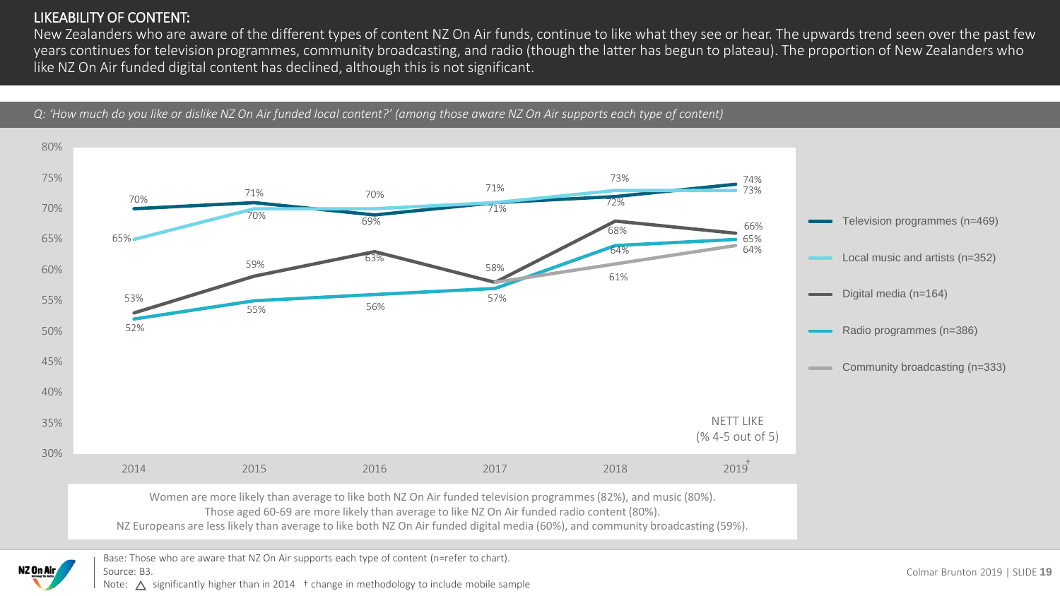## LIKEABILITY OF CONTENT:

New Zealanders who are aware of the different types of content NZ On Air funds, continue to like what they see or hear. The upwards trend seen over the past few years continues for television programmes, community broadcasting, and radio (though the latter has begun to plateau). The proportion of New Zealanders who like NZ On Air funded digital content has declined, although this is not significant.

*Q: 'How much do you like or dislike NZ On Air funded local content?' (among those aware NZ On Air supports each type of content)*

NETT LIKE (% 4-5 out of 5)

| | 2014 | 2015 | 2016 | 2017 | 2018 | 2019† |
|---|---|---|---|---|---|---|
| Television programmes (n=469) | 70% | 71% | 69% | 71% | 72% | 74% |
| Local music and artists (n=352) | 65% | 70% | 70% | 71% | 73% | 73% |
| Digital media (n=164) | 53% | 59% | 63% | 58% | 68% | 66% |
| Radio programmes (n=386) | 52% | 55% | 56% | 57% | 64% | 65% |
| Community broadcasting (n=333) | | | | 58% | 61% | 64% |

Women are more likely than average to like both NZ On Air funded television programmes (82%), and music (80%).
Those aged 60-69 are more likely than average to like NZ On Air funded radio content (80%).
NZ Europeans are less likely than average to like both NZ On Air funded digital media (60%), and community broadcasting (59%).

Base: Those who are aware that NZ On Air supports each type of content (n=refer to chart).
Source: B3.
Note: △ significantly higher than in 2014 † change in methodology to include mobile sample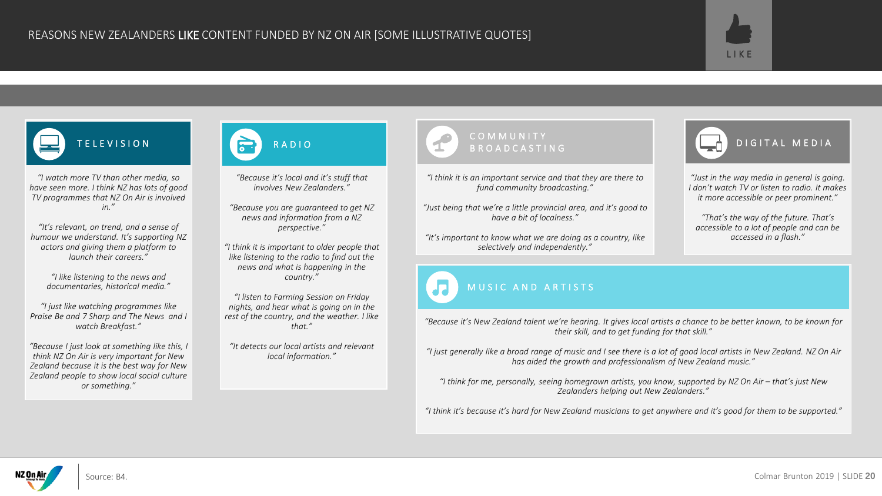# REASONS NEW ZEALANDERS **LIKE** CONTENT FUNDED BY NZ ON AIR [SOME ILLUSTRATIVE QUOTES]

LIKE

## TELEVISION

*"I watch more TV than other media, so have seen more. I think NZ has lots of good TV programmes that NZ On Air is involved in."*

*"It's relevant, on trend, and a sense of humour we understand. It's supporting NZ actors and giving them a platform to launch their careers."*

*"I like listening to the news and documentaries, historical media."*

*"I just like watching programmes like Praise Be and 7 Sharp and The News and I watch Breakfast."*

*"Because I just look at something like this, I think NZ On Air is very important for New Zealand because it is the best way for New Zealand people to show local social culture or something."*

## RADIO

*"Because it's local and it's stuff that involves New Zealanders."*

*"Because you are guaranteed to get NZ news and information from a NZ perspective."*

*"I think it is important to older people that like listening to the radio to find out the news and what is happening in the country."*

*"I listen to Farming Session on Friday nights, and hear what is going on in the rest of the country, and the weather. I like that."*

*"It detects our local artists and relevant local information."*

## COMMUNITY BROADCASTING

*"I think it is an important service and that they are there to fund community broadcasting."*

*"Just being that we're a little provincial area, and it's good to have a bit of localness."*

*"It's important to know what we are doing as a country, like selectively and independently."*

## DIGITAL MEDIA

*"Just in the way media in general is going. I don't watch TV or listen to radio. It makes it more accessible or peer prominent."*

*"That's the way of the future. That's accessible to a lot of people and can be accessed in a flash."*

## MUSIC AND ARTISTS

*"Because it's New Zealand talent we're hearing. It gives local artists a chance to be better known, to be known for their skill, and to get funding for that skill."*

*"I just generally like a broad range of music and I see there is a lot of good local artists in New Zealand. NZ On Air has aided the growth and professionalism of New Zealand music."*

*"I think for me, personally, seeing homegrown artists, you know, supported by NZ On Air – that's just New Zealanders helping out New Zealanders."*

*"I think it's because it's hard for New Zealand musicians to get anywhere and it's good for them to be supported."*

Source: B4.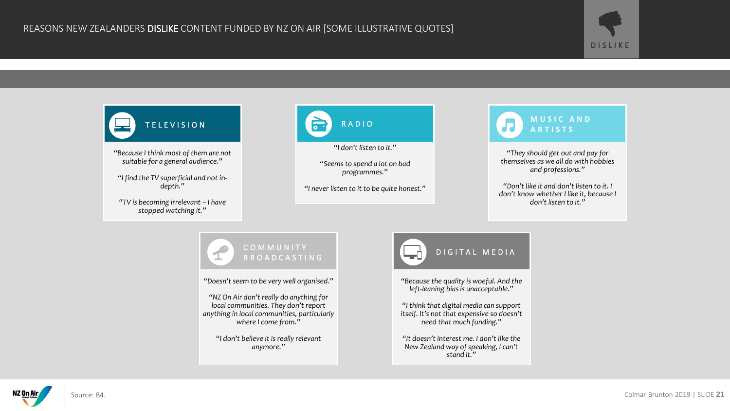# REASONS NEW ZEALANDERS **DISLIKE** CONTENT FUNDED BY NZ ON AIR [SOME ILLUSTRATIVE QUOTES]

DISLIKE

## TELEVISION

*"Because I think most of them are not suitable for a general audience."*

*"I find the TV superficial and not in-depth."*

*"TV is becoming irrelevant – I have stopped watching it."*

## RADIO

*"I don't listen to it."*

*"Seems to spend a lot on bad programmes."*

*"I never listen to it to be quite honest."*

## MUSIC AND ARTISTS

*"They should get out and pay for themselves as we all do with hobbies and professions."*

*"Don't like it and don't listen to it. I don't know whether I like it, because I don't listen to it."*

## COMMUNITY BROADCASTING

*"Doesn't seem to be very well organised."*

*"NZ On Air don't really do anything for local communities. They don't report anything in local communities, particularly where I come from."*

*"I don't believe it is really relevant anymore."*

## DIGITAL MEDIA

*"Because the quality is woeful. And the left-leaning bias is unacceptable."*

*"I think that digital media can support itself. It's not that expensive so doesn't need that much funding."*

*"It doesn't interest me. I don't like the New Zealand way of speaking, I can't stand it."*

Source: B4.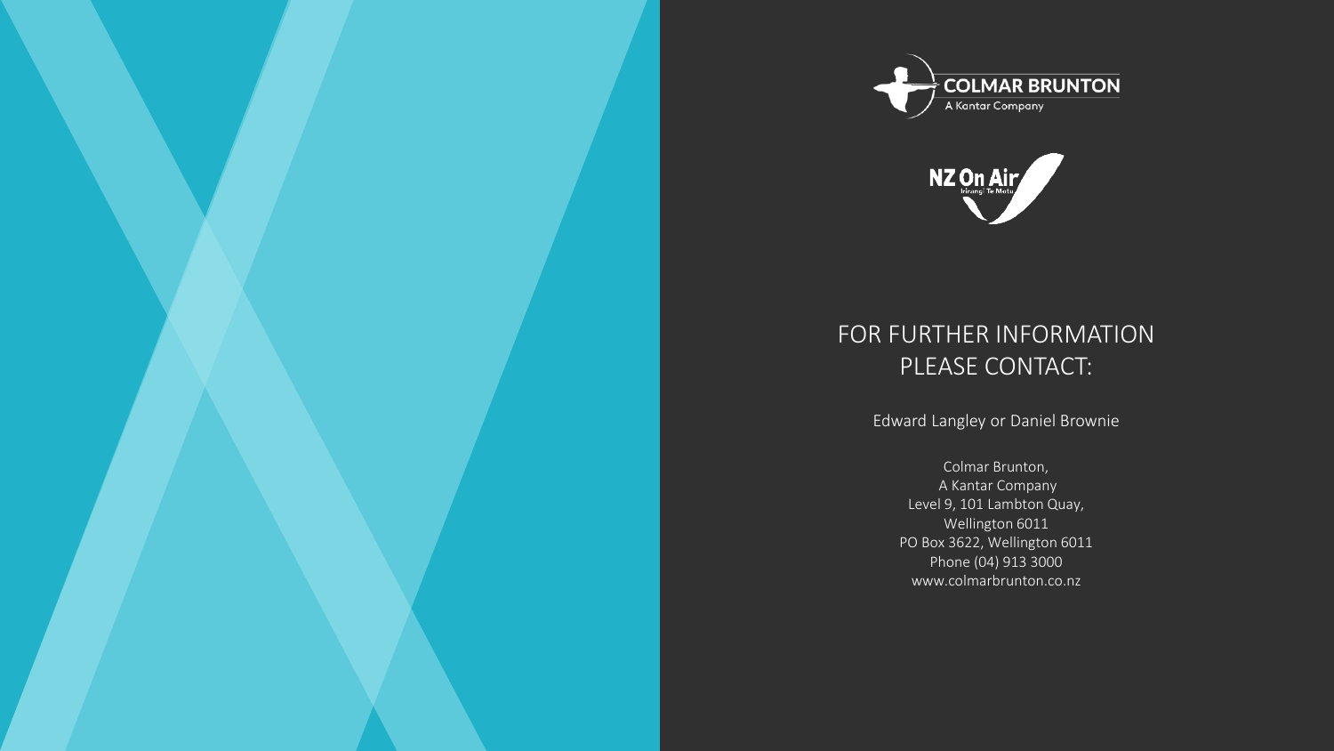COLMAR BRUNTON

A Kantar Company

NZ On Air

Irirangi Te Motu

# FOR FURTHER INFORMATION PLEASE CONTACT:

Edward Langley or Daniel Brownie

Colmar Brunton,
A Kantar Company
Level 9, 101 Lambton Quay,
Wellington 6011
PO Box 3622, Wellington 6011
Phone (04) 913 3000
www.colmarbrunton.co.nz